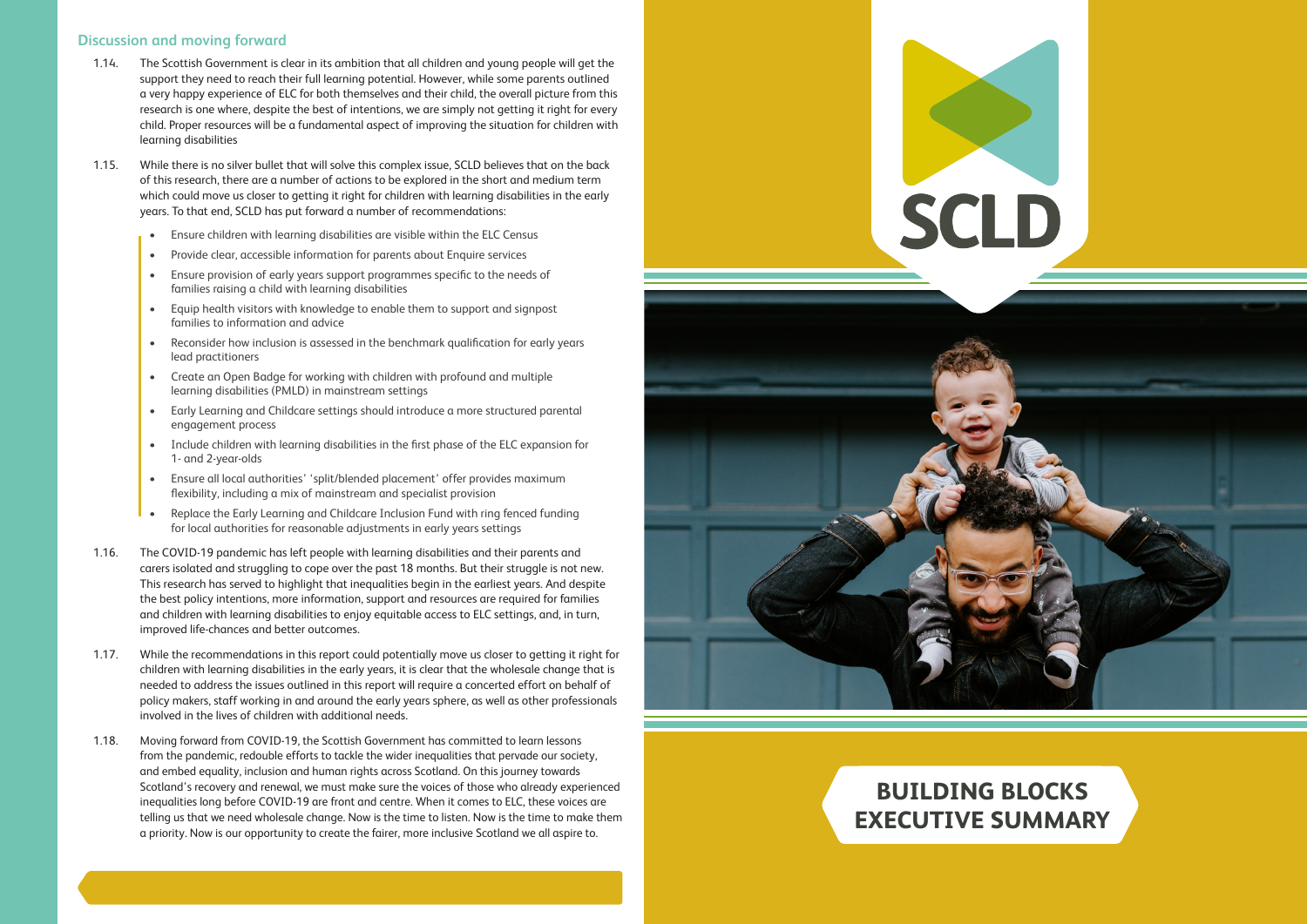## Discussion and moving forward

1.14. The Scottish Government is clear in its ambition that all children and young people will get the support they need to reach their full learning potential. However, while some parents outlined a very happy experience of ELC for both themselves and their child, the overall picture from this research is one where, despite the best of intentions, we are simply not getting it right for every child. Proper resources will be a fundamental aspect of improving the situation for children with learning disabilities

1.15. While there is no silver bullet that will solve this complex issue, SCLD believes that on the back of this research, there are a number of actions to be explored in the short and medium term which could move us closer to getting it right for children with learning disabilities in the early years. To that end, SCLD has put forward a number of recommendations:

- Ensure children with learning disabilities are visible within the ELC Census
- Provide clear, accessible information for parents about Enquire services
- Ensure provision of early years support programmes specific to the needs of families raising a child with learning disabilities
- Equip health visitors with knowledge to enable them to support and signpost families to information and advice
- Reconsider how inclusion is assessed in the benchmark qualification for early years lead practitioners
- Create an Open Badge for working with children with profound and multiple learning disabilities (PMLD) in mainstream settings
- Early Learning and Childcare settings should introduce a more structured parental engagement process
- Include children with learning disabilities in the first phase of the ELC expansion for 1- and 2-year-olds
- Ensure all local authorities' 'split/blended placement' offer provides maximum flexibility, including a mix of mainstream and specialist provision
- Replace the Early Learning and Childcare Inclusion Fund with ring fenced funding for local authorities for reasonable adjustments in early years settings

1.16. The COVID-19 pandemic has left people with learning disabilities and their parents and carers isolated and struggling to cope over the past 18 months. But their struggle is not new. This research has served to highlight that inequalities begin in the earliest years. And despite the best policy intentions, more information, support and resources are required for families and children with learning disabilities to enjoy equitable access to ELC settings, and, in turn, improved life-chances and better outcomes.

1.17. While the recommendations in this report could potentially move us closer to getting it right for children with learning disabilities in the early years, it is clear that the wholesale change that is needed to address the issues outlined in this report will require a concerted effort on behalf of policy makers, staff working in and around the early years sphere, as well as other professionals involved in the lives of children with additional needs.

1.18. Moving forward from COVID-19, the Scottish Government has committed to learn lessons from the pandemic, redouble efforts to tackle the wider inequalities that pervade our society, and embed equality, inclusion and human rights across Scotland. On this journey towards Scotland's recovery and renewal, we must make sure the voices of those who already experienced inequalities long before COVID-19 are front and centre. When it comes to ELC, these voices are telling us that we need wholesale change. Now is the time to listen. Now is the time to make them a priority. Now is our opportunity to create the fairer, more inclusive Scotland we all aspire to.

SCLD

# BUILDING BLOCKS EXECUTIVE SUMMARY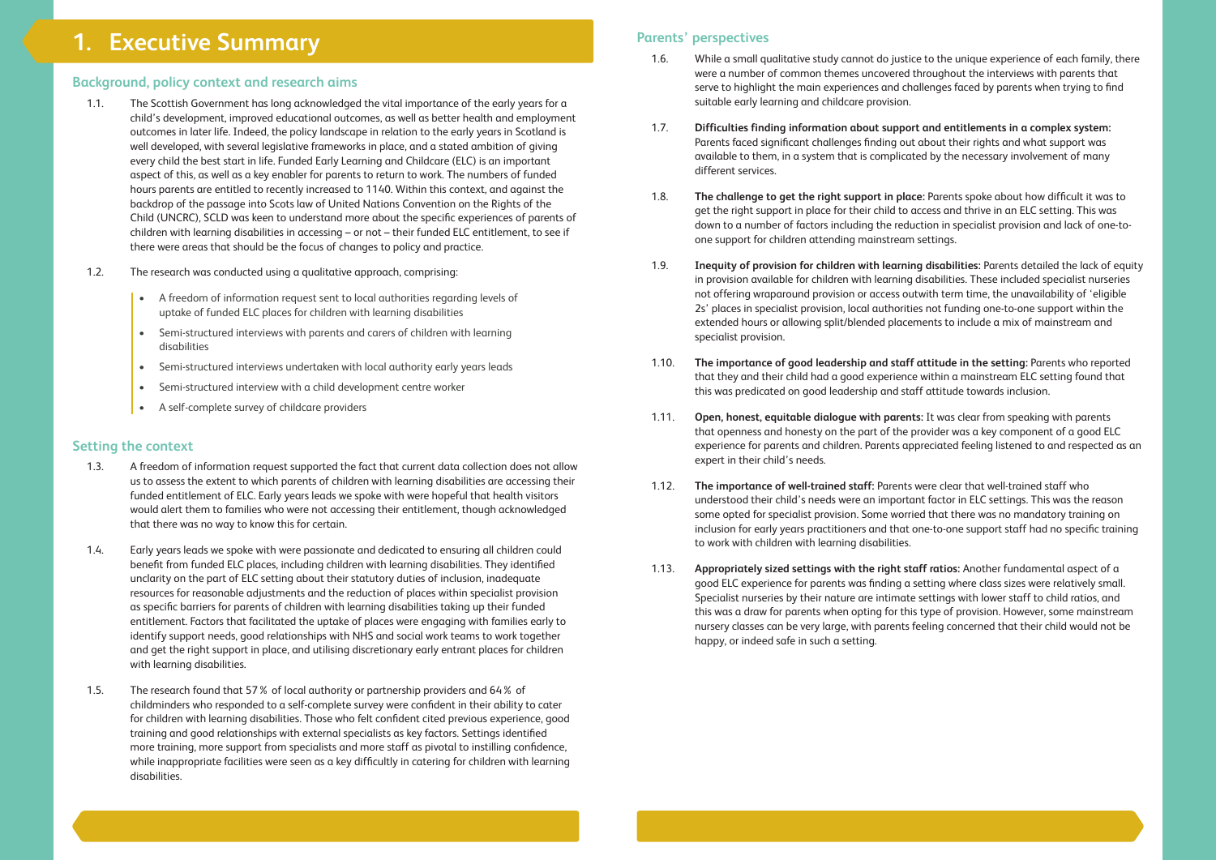# 1. Executive Summary

## Background, policy context and research aims

1.1. The Scottish Government has long acknowledged the vital importance of the early years for a child's development, improved educational outcomes, as well as better health and employment outcomes in later life. Indeed, the policy landscape in relation to the early years in Scotland is well developed, with several legislative frameworks in place, and a stated ambition of giving every child the best start in life. Funded Early Learning and Childcare (ELC) is an important aspect of this, as well as a key enabler for parents to return to work. The numbers of funded hours parents are entitled to recently increased to 1140. Within this context, and against the backdrop of the passage into Scots law of United Nations Convention on the Rights of the Child (UNCRC), SCLD was keen to understand more about the specific experiences of parents of children with learning disabilities in accessing – or not – their funded ELC entitlement, to see if there were areas that should be the focus of changes to policy and practice.

1.2. The research was conducted using a qualitative approach, comprising:

- A freedom of information request sent to local authorities regarding levels of uptake of funded ELC places for children with learning disabilities
- Semi-structured interviews with parents and carers of children with learning disabilities
- Semi-structured interviews undertaken with local authority early years leads
- Semi-structured interview with a child development centre worker
- A self-complete survey of childcare providers

## Setting the context

1.3. A freedom of information request supported the fact that current data collection does not allow us to assess the extent to which parents of children with learning disabilities are accessing their funded entitlement of ELC. Early years leads we spoke with were hopeful that health visitors would alert them to families who were not accessing their entitlement, though acknowledged that there was no way to know this for certain.

1.4. Early years leads we spoke with were passionate and dedicated to ensuring all children could benefit from funded ELC places, including children with learning disabilities. They identified unclarity on the part of ELC setting about their statutory duties of inclusion, inadequate resources for reasonable adjustments and the reduction of places within specialist provision as specific barriers for parents of children with learning disabilities taking up their funded entitlement. Factors that facilitated the uptake of places were engaging with families early to identify support needs, good relationships with NHS and social work teams to work together and get the right support in place, and utilising discretionary early entrant places for children with learning disabilities.

1.5. The research found that 57% of local authority or partnership providers and 64% of childminders who responded to a self-complete survey were confident in their ability to cater for children with learning disabilities. Those who felt confident cited previous experience, good training and good relationships with external specialists as key factors. Settings identified more training, more support from specialists and more staff as pivotal to instilling confidence, while inappropriate facilities were seen as a key difficultly in catering for children with learning disabilities.

## Parents' perspectives

1.6. While a small qualitative study cannot do justice to the unique experience of each family, there were a number of common themes uncovered throughout the interviews with parents that serve to highlight the main experiences and challenges faced by parents when trying to find suitable early learning and childcare provision.

1.7. **Difficulties finding information about support and entitlements in a complex system:** Parents faced significant challenges finding out about their rights and what support was available to them, in a system that is complicated by the necessary involvement of many different services.

1.8. **The challenge to get the right support in place:** Parents spoke about how difficult it was to get the right support in place for their child to access and thrive in an ELC setting. This was down to a number of factors including the reduction in specialist provision and lack of one-to-one support for children attending mainstream settings.

1.9. **Inequity of provision for children with learning disabilities:** Parents detailed the lack of equity in provision available for children with learning disabilities. These included specialist nurseries not offering wraparound provision or access outwith term time, the unavailability of 'eligible 2s' places in specialist provision, local authorities not funding one-to-one support within the extended hours or allowing split/blended placements to include a mix of mainstream and specialist provision.

1.10. **The importance of good leadership and staff attitude in the setting:** Parents who reported that they and their child had a good experience within a mainstream ELC setting found that this was predicated on good leadership and staff attitude towards inclusion.

1.11. **Open, honest, equitable dialogue with parents:** It was clear from speaking with parents that openness and honesty on the part of the provider was a key component of a good ELC experience for parents and children. Parents appreciated feeling listened to and respected as an expert in their child's needs.

1.12. **The importance of well-trained staff:** Parents were clear that well-trained staff who understood their child's needs were an important factor in ELC settings. This was the reason some opted for specialist provision. Some worried that there was no mandatory training on inclusion for early years practitioners and that one-to-one support staff had no specific training to work with children with learning disabilities.

1.13. **Appropriately sized settings with the right staff ratios:** Another fundamental aspect of a good ELC experience for parents was finding a setting where class sizes were relatively small. Specialist nurseries by their nature are intimate settings with lower staff to child ratios, and this was a draw for parents when opting for this type of provision. However, some mainstream nursery classes can be very large, with parents feeling concerned that their child would not be happy, or indeed safe in such a setting.